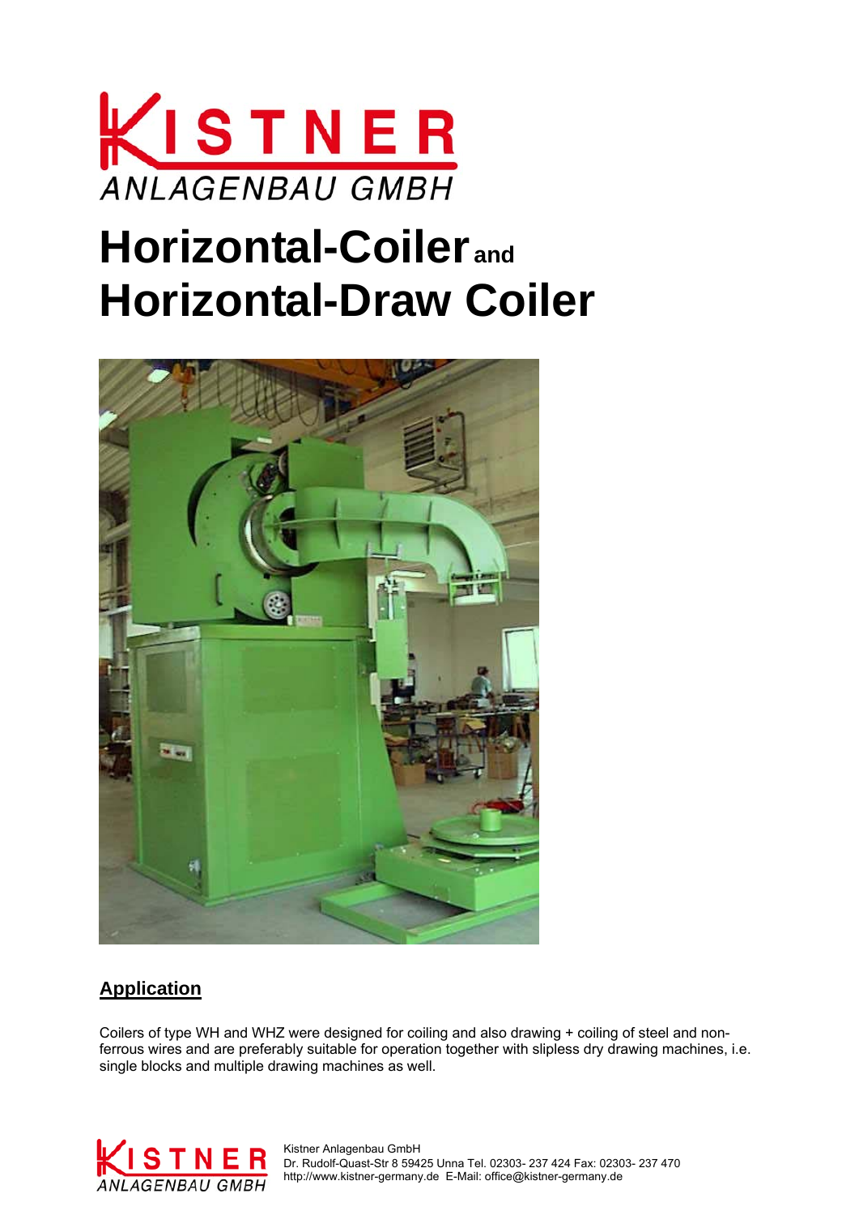KISTNER
ANLAGENBAU GMBH

# Horizontal-Coiler and Horizontal-Draw Coiler

## Application

Coilers of type WH and WHZ were designed for coiling and also drawing + coiling of steel and non-ferrous wires and are preferably suitable for operation together with slipless dry drawing machines, i.e. single blocks and multiple drawing machines as well.

Kistner Anlagenbau GmbH
Dr. Rudolf-Quast-Str 8 59425 Unna Tel. 02303- 237 424 Fax: 02303- 237 470
http://www.kistner-germany.de E-Mail: office@kistner-germany.de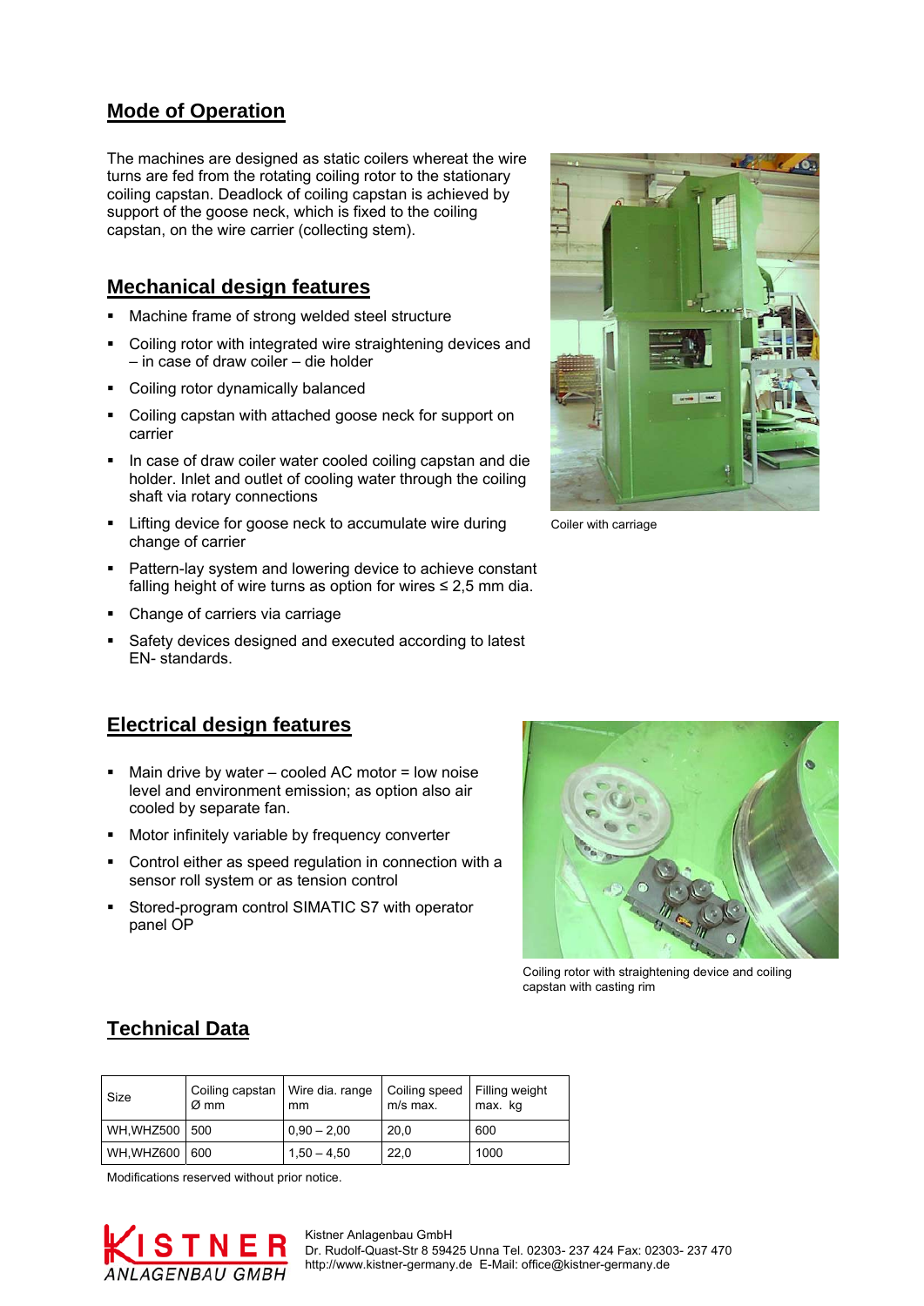## Mode of Operation

The machines are designed as static coilers whereat the wire turns are fed from the rotating coiling rotor to the stationary coiling capstan. Deadlock of coiling capstan is achieved by support of the goose neck, which is fixed to the coiling capstan, on the wire carrier (collecting stem).

Coiler with carriage

## Mechanical design features

- Machine frame of strong welded steel structure
- Coiling rotor with integrated wire straightening devices and – in case of draw coiler – die holder
- Coiling rotor dynamically balanced
- Coiling capstan with attached goose neck for support on carrier
- In case of draw coiler water cooled coiling capstan and die holder. Inlet and outlet of cooling water through the coiling shaft via rotary connections
- Lifting device for goose neck to accumulate wire during change of carrier
- Pattern-lay system and lowering device to achieve constant falling height of wire turns as option for wires ≤ 2,5 mm dia.
- Change of carriers via carriage
- Safety devices designed and executed according to latest EN- standards.

## Electrical design features

- Main drive by water – cooled AC motor = low noise level and environment emission; as option also air cooled by separate fan.
- Motor infinitely variable by frequency converter
- Control either as speed regulation in connection with a sensor roll system or as tension control
- Stored-program control SIMATIC S7 with operator panel OP

Coiling rotor with straightening device and coiling capstan with casting rim

## Technical Data

| Size | Coiling capstan Ø mm | Wire dia. range mm | Coiling speed m/s max. | Filling weight max. kg |
|---|---|---|---|---|
| WH,WHZ500 | 500 | 0,90 – 2,00 | 20,0 | 600 |
| WH,WHZ600 | 600 | 1,50 – 4,50 | 22,0 | 1000 |

Modifications reserved without prior notice.

KISTNER ANLAGENBAU GMBH

Kistner Anlagenbau GmbH
Dr. Rudolf-Quast-Str 8 59425 Unna Tel. 02303- 237 424 Fax: 02303- 237 470
http://www.kistner-germany.de E-Mail: office@kistner-germany.de